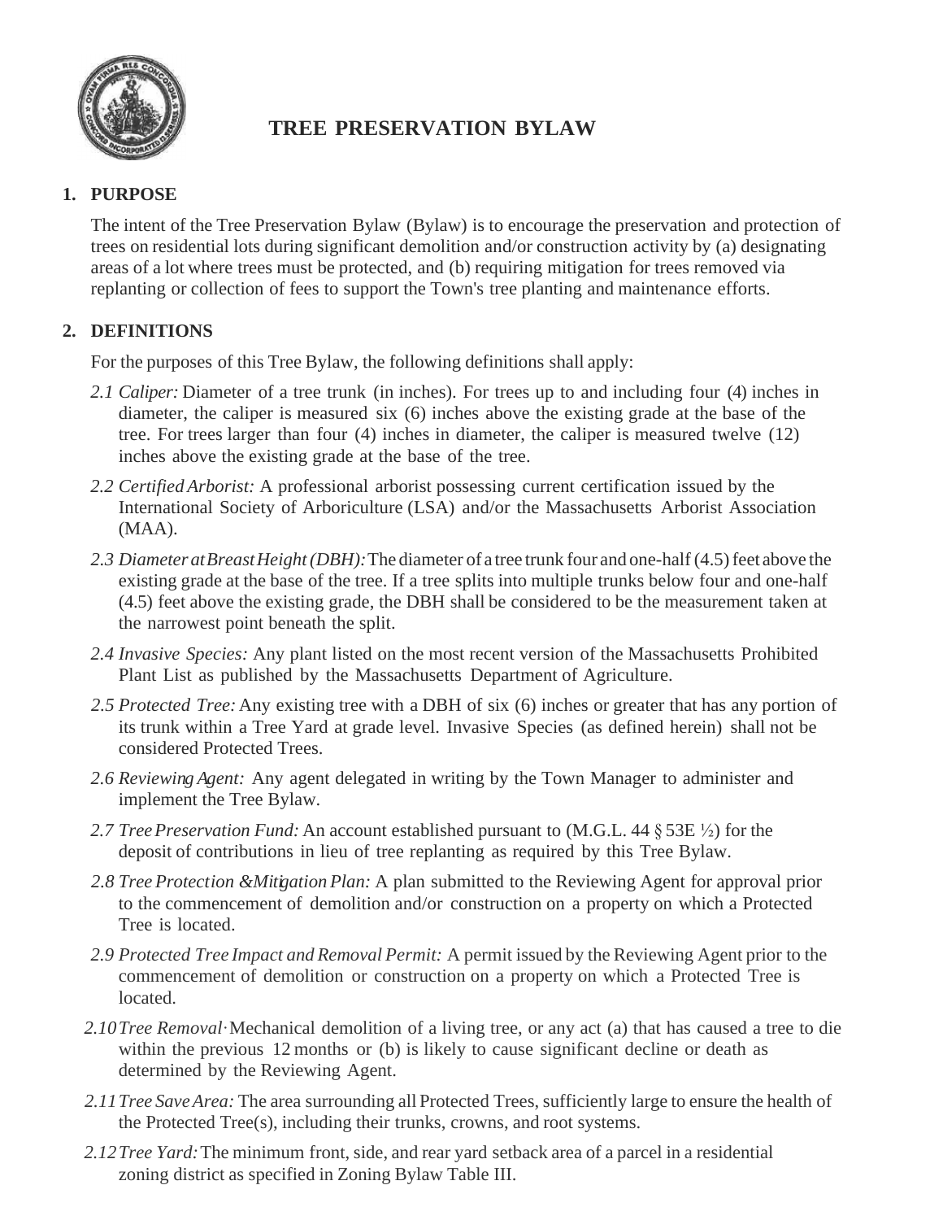# TREE PRESERVATION BYLAW

## 1. PURPOSE

The intent of the Tree Preservation Bylaw (Bylaw) is to encourage the preservation and protection of trees on residential lots during significant demolition and/or construction activity by (a) designating areas of a lot where trees must be protected, and (b) requiring mitigation for trees removed via replanting or collection of fees to support the Town's tree planting and maintenance efforts.

## 2. DEFINITIONS

For the purposes of this Tree Bylaw, the following definitions shall apply:

*2.1 Caliper:* Diameter of a tree trunk (in inches). For trees up to and including four (4) inches in diameter, the caliper is measured six (6) inches above the existing grade at the base of the tree. For trees larger than four (4) inches in diameter, the caliper is measured twelve (12) inches above the existing grade at the base of the tree.

*2.2 Certified Arborist:* A professional arborist possessing current certification issued by the International Society of Arboriculture (LSA) and/or the Massachusetts Arborist Association (MAA).

*2.3 Diameter at Breast Height (DBH):* The diameter of a tree trunk four and one-half (4.5) feet above the existing grade at the base of the tree. If a tree splits into multiple trunks below four and one-half (4.5) feet above the existing grade, the DBH shall be considered to be the measurement taken at the narrowest point beneath the split.

*2.4 Invasive Species:* Any plant listed on the most recent version of the Massachusetts Prohibited Plant List as published by the Massachusetts Department of Agriculture.

*2.5 Protected Tree:* Any existing tree with a DBH of six (6) inches or greater that has any portion of its trunk within a Tree Yard at grade level. Invasive Species (as defined herein) shall not be considered Protected Trees.

*2.6 Reviewing Agent:* Any agent delegated in writing by the Town Manager to administer and implement the Tree Bylaw.

*2.7 Tree Preservation Fund:* An account established pursuant to (M.G.L. 44 § 53E ½) for the deposit of contributions in lieu of tree replanting as required by this Tree Bylaw.

*2.8 Tree Protection & Mitigation Plan:* A plan submitted to the Reviewing Agent for approval prior to the commencement of demolition and/or construction on a property on which a Protected Tree is located.

*2.9 Protected Tree Impact and Removal Permit:* A permit issued by the Reviewing Agent prior to the commencement of demolition or construction on a property on which a Protected Tree is located.

*2.10 Tree Removal·* Mechanical demolition of a living tree, or any act (a) that has caused a tree to die within the previous 12 months or (b) is likely to cause significant decline or death as determined by the Reviewing Agent.

*2.11 Tree Save Area:* The area surrounding all Protected Trees, sufficiently large to ensure the health of the Protected Tree(s), including their trunks, crowns, and root systems.

*2.12 Tree Yard:* The minimum front, side, and rear yard setback area of a parcel in a residential zoning district as specified in Zoning Bylaw Table III.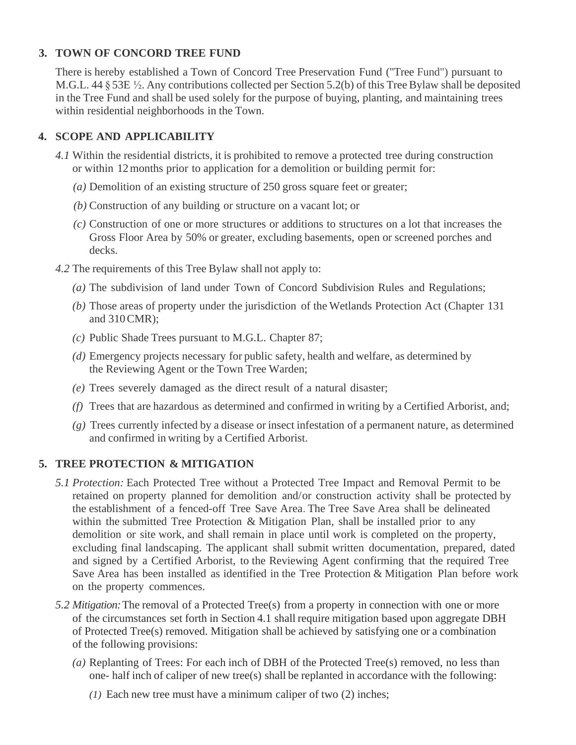## 3. TOWN OF CONCORD TREE FUND

There is hereby established a Town of Concord Tree Preservation Fund ("Tree Fund") pursuant to M.G.L. 44 § 53E ½. Any contributions collected per Section 5.2(b) of this Tree Bylaw shall be deposited in the Tree Fund and shall be used solely for the purpose of buying, planting, and maintaining trees within residential neighborhoods in the Town.

## 4. SCOPE AND APPLICABILITY

*4.1* Within the residential districts, it is prohibited to remove a protected tree during construction or within 12 months prior to application for a demolition or building permit for:

- *(a)* Demolition of an existing structure of 250 gross square feet or greater;
- *(b)* Construction of any building or structure on a vacant lot; or
- *(c)* Construction of one or more structures or additions to structures on a lot that increases the Gross Floor Area by 50% or greater, excluding basements, open or screened porches and decks.

*4.2* The requirements of this Tree Bylaw shall not apply to:

- *(a)* The subdivision of land under Town of Concord Subdivision Rules and Regulations;
- *(b)* Those areas of property under the jurisdiction of the Wetlands Protection Act (Chapter 131 and 310 CMR);
- *(c)* Public Shade Trees pursuant to M.G.L. Chapter 87;
- *(d)* Emergency projects necessary for public safety, health and welfare, as determined by the Reviewing Agent or the Town Tree Warden;
- *(e)* Trees severely damaged as the direct result of a natural disaster;
- *(f)* Trees that are hazardous as determined and confirmed in writing by a Certified Arborist, and;
- *(g)* Trees currently infected by a disease or insect infestation of a permanent nature, as determined and confirmed in writing by a Certified Arborist.

## 5. TREE PROTECTION & MITIGATION

*5.1 Protection:* Each Protected Tree without a Protected Tree Impact and Removal Permit to be retained on property planned for demolition and/or construction activity shall be protected by the establishment of a fenced-off Tree Save Area. The Tree Save Area shall be delineated within the submitted Tree Protection & Mitigation Plan, shall be installed prior to any demolition or site work, and shall remain in place until work is completed on the property, excluding final landscaping. The applicant shall submit written documentation, prepared, dated and signed by a Certified Arborist, to the Reviewing Agent confirming that the required Tree Save Area has been installed as identified in the Tree Protection & Mitigation Plan before work on the property commences.

*5.2 Mitigation:* The removal of a Protected Tree(s) from a property in connection with one or more of the circumstances set forth in Section 4.1 shall require mitigation based upon aggregate DBH of Protected Tree(s) removed. Mitigation shall be achieved by satisfying one or a combination of the following provisions:

- *(a)* Replanting of Trees: For each inch of DBH of the Protected Tree(s) removed, no less than one- half inch of caliper of new tree(s) shall be replanted in accordance with the following:
  - *(1)* Each new tree must have a minimum caliper of two (2) inches;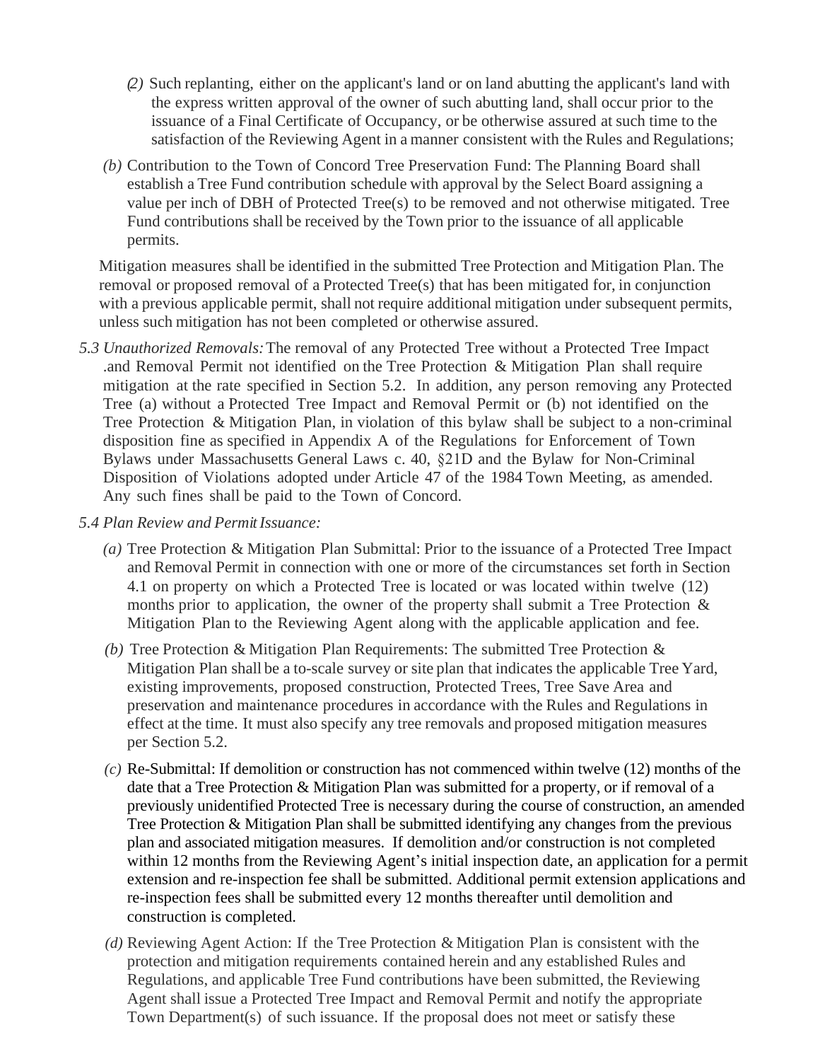*(2)* Such replanting, either on the applicant's land or on land abutting the applicant's land with the express written approval of the owner of such abutting land, shall occur prior to the issuance of a Final Certificate of Occupancy, or be otherwise assured at such time to the satisfaction of the Reviewing Agent in a manner consistent with the Rules and Regulations;

*(b)* Contribution to the Town of Concord Tree Preservation Fund: The Planning Board shall establish a Tree Fund contribution schedule with approval by the Select Board assigning a value per inch of DBH of Protected Tree(s) to be removed and not otherwise mitigated. Tree Fund contributions shall be received by the Town prior to the issuance of all applicable permits.

Mitigation measures shall be identified in the submitted Tree Protection and Mitigation Plan. The removal or proposed removal of a Protected Tree(s) that has been mitigated for, in conjunction with a previous applicable permit, shall not require additional mitigation under subsequent permits, unless such mitigation has not been completed or otherwise assured.

*5.3 Unauthorized Removals:* The removal of any Protected Tree without a Protected Tree Impact .and Removal Permit not identified on the Tree Protection & Mitigation Plan shall require mitigation at the rate specified in Section 5.2. In addition, any person removing any Protected Tree (a) without a Protected Tree Impact and Removal Permit or (b) not identified on the Tree Protection & Mitigation Plan, in violation of this bylaw shall be subject to a non-criminal disposition fine as specified in Appendix A of the Regulations for Enforcement of Town Bylaws under Massachusetts General Laws c. 40, §21D and the Bylaw for Non-Criminal Disposition of Violations adopted under Article 47 of the 1984 Town Meeting, as amended. Any such fines shall be paid to the Town of Concord.

*5.4 Plan Review and Permit Issuance:*

*(a)* Tree Protection & Mitigation Plan Submittal: Prior to the issuance of a Protected Tree Impact and Removal Permit in connection with one or more of the circumstances set forth in Section 4.1 on property on which a Protected Tree is located or was located within twelve (12) months prior to application, the owner of the property shall submit a Tree Protection & Mitigation Plan to the Reviewing Agent along with the applicable application and fee.

*(b)* Tree Protection & Mitigation Plan Requirements: The submitted Tree Protection & Mitigation Plan shall be a to-scale survey or site plan that indicates the applicable Tree Yard, existing improvements, proposed construction, Protected Trees, Tree Save Area and preservation and maintenance procedures in accordance with the Rules and Regulations in effect at the time. It must also specify any tree removals and proposed mitigation measures per Section 5.2.

*(c)* Re-Submittal: If demolition or construction has not commenced within twelve (12) months of the date that a Tree Protection & Mitigation Plan was submitted for a property, or if removal of a previously unidentified Protected Tree is necessary during the course of construction, an amended Tree Protection & Mitigation Plan shall be submitted identifying any changes from the previous plan and associated mitigation measures. If demolition and/or construction is not completed within 12 months from the Reviewing Agent's initial inspection date, an application for a permit extension and re-inspection fee shall be submitted. Additional permit extension applications and re-inspection fees shall be submitted every 12 months thereafter until demolition and construction is completed.

*(d)* Reviewing Agent Action: If the Tree Protection & Mitigation Plan is consistent with the protection and mitigation requirements contained herein and any established Rules and Regulations, and applicable Tree Fund contributions have been submitted, the Reviewing Agent shall issue a Protected Tree Impact and Removal Permit and notify the appropriate Town Department(s) of such issuance. If the proposal does not meet or satisfy these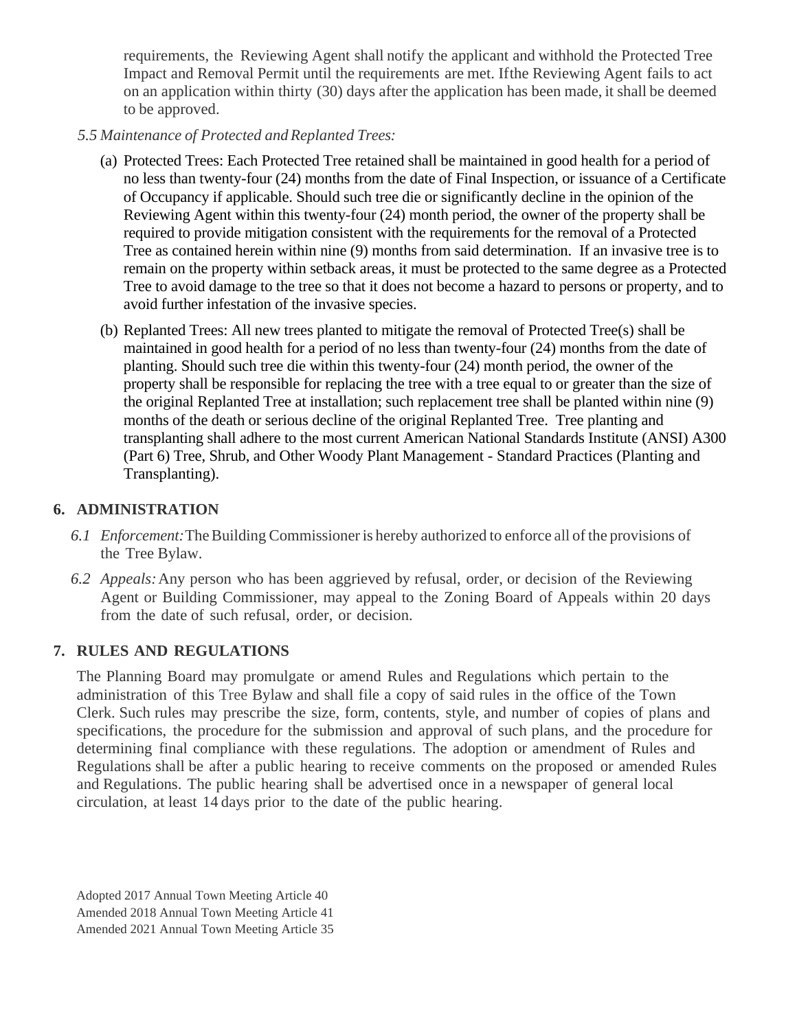requirements, the Reviewing Agent shall notify the applicant and withhold the Protected Tree Impact and Removal Permit until the requirements are met. If the Reviewing Agent fails to act on an application within thirty (30) days after the application has been made, it shall be deemed to be approved.

*5.5 Maintenance of Protected and Replanted Trees:*

(a) Protected Trees: Each Protected Tree retained shall be maintained in good health for a period of no less than twenty-four (24) months from the date of Final Inspection, or issuance of a Certificate of Occupancy if applicable. Should such tree die or significantly decline in the opinion of the Reviewing Agent within this twenty-four (24) month period, the owner of the property shall be required to provide mitigation consistent with the requirements for the removal of a Protected Tree as contained herein within nine (9) months from said determination. If an invasive tree is to remain on the property within setback areas, it must be protected to the same degree as a Protected Tree to avoid damage to the tree so that it does not become a hazard to persons or property, and to avoid further infestation of the invasive species.

(b) Replanted Trees: All new trees planted to mitigate the removal of Protected Tree(s) shall be maintained in good health for a period of no less than twenty-four (24) months from the date of planting. Should such tree die within this twenty-four (24) month period, the owner of the property shall be responsible for replacing the tree with a tree equal to or greater than the size of the original Replanted Tree at installation; such replacement tree shall be planted within nine (9) months of the death or serious decline of the original Replanted Tree. Tree planting and transplanting shall adhere to the most current American National Standards Institute (ANSI) A300 (Part 6) Tree, Shrub, and Other Woody Plant Management - Standard Practices (Planting and Transplanting).

## 6. ADMINISTRATION

*6.1 Enforcement:* The Building Commissioner is hereby authorized to enforce all of the provisions of the Tree Bylaw.

*6.2 Appeals:* Any person who has been aggrieved by refusal, order, or decision of the Reviewing Agent or Building Commissioner, may appeal to the Zoning Board of Appeals within 20 days from the date of such refusal, order, or decision.

## 7. RULES AND REGULATIONS

The Planning Board may promulgate or amend Rules and Regulations which pertain to the administration of this Tree Bylaw and shall file a copy of said rules in the office of the Town Clerk. Such rules may prescribe the size, form, contents, style, and number of copies of plans and specifications, the procedure for the submission and approval of such plans, and the procedure for determining final compliance with these regulations. The adoption or amendment of Rules and Regulations shall be after a public hearing to receive comments on the proposed or amended Rules and Regulations. The public hearing shall be advertised once in a newspaper of general local circulation, at least 14 days prior to the date of the public hearing.

Adopted 2017 Annual Town Meeting Article 40
Amended 2018 Annual Town Meeting Article 41
Amended 2021 Annual Town Meeting Article 35